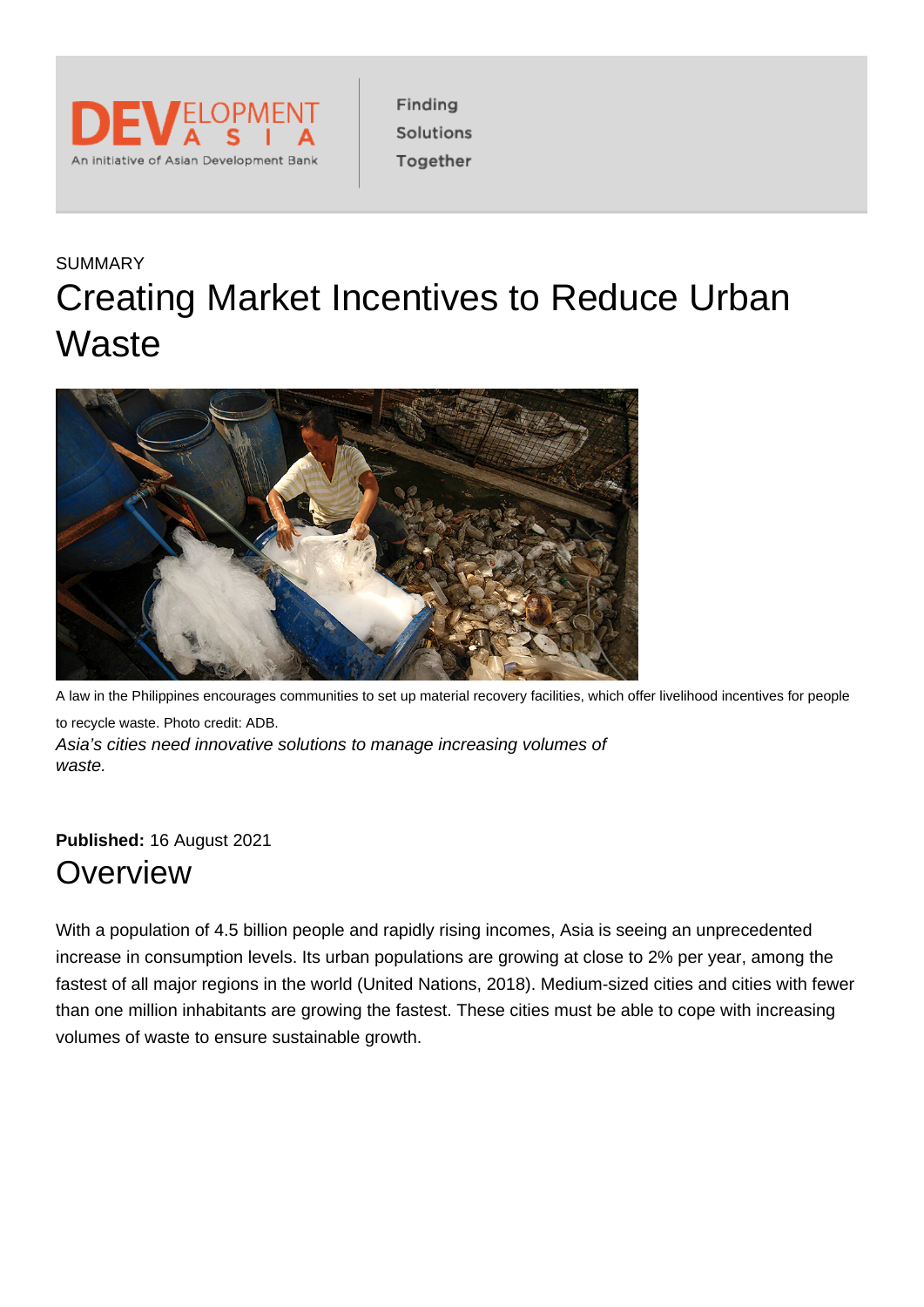SUMMARY

# Creating Market Incentives to Reduce Urban Waste

A law in the Philippines encourages communities to set up material recovery facilities, which offer livelihood incentives for people to recycle waste. Photo credit: ADB.

*Asia's cities need innovative solutions to manage increasing volumes of waste.*

**Published:** 16 August 2021

## Overview

With a population of 4.5 billion people and rapidly rising incomes, Asia is seeing an unprecedented increase in consumption levels. Its urban populations are growing at close to 2% per year, among the fastest of all major regions in the world (United Nations, 2018). Medium-sized cities and cities with fewer than one million inhabitants are growing the fastest. These cities must be able to cope with increasing volumes of waste to ensure sustainable growth.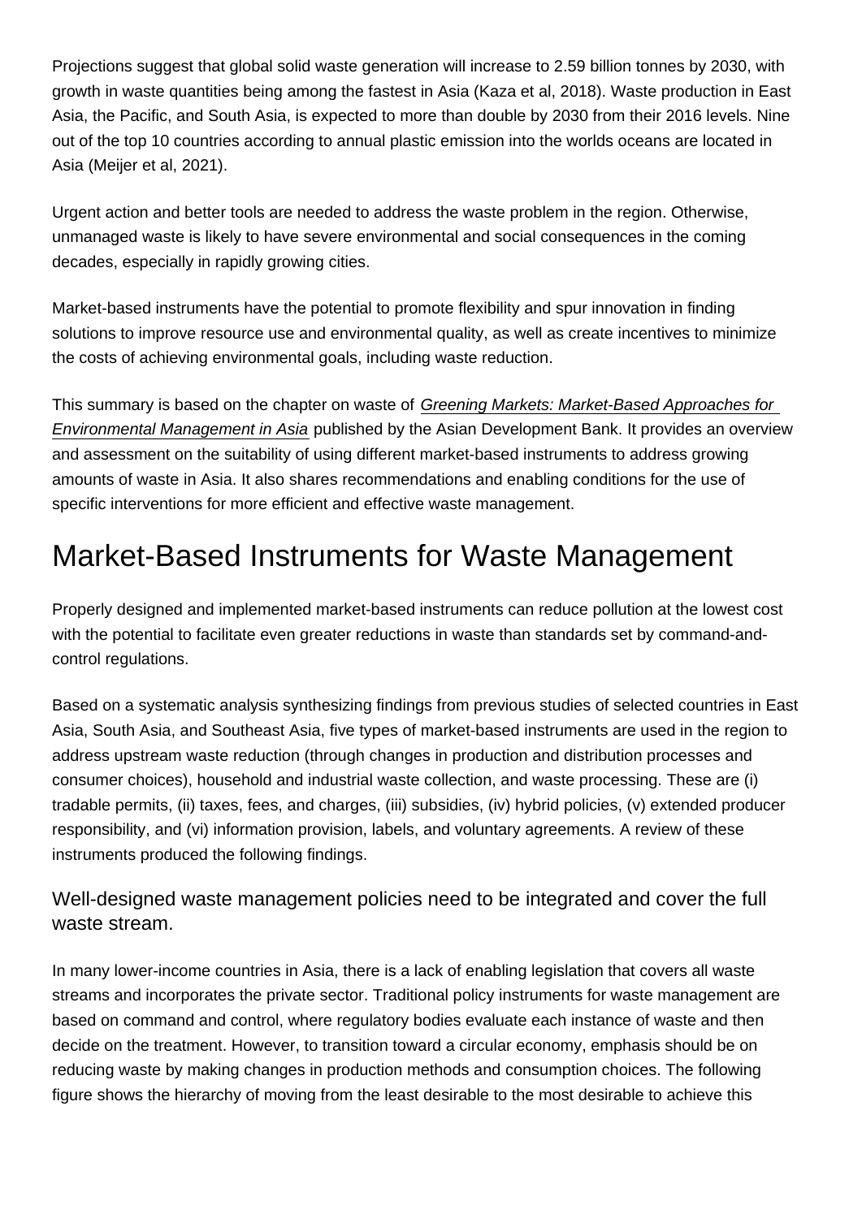Projections suggest that global solid waste generation will increase to 2.59 billion tonnes by 2030, with growth in waste quantities being among the fastest in Asia (Kaza et al, 2018). Waste production in East Asia, the Pacific, and South Asia, is expected to more than double by 2030 from their 2016 levels. Nine out of the top 10 countries according to annual plastic emission into the worlds oceans are located in Asia (Meijer et al, 2021).

Urgent action and better tools are needed to address the waste problem in the region. Otherwise, unmanaged waste is likely to have severe environmental and social consequences in the coming decades, especially in rapidly growing cities.

Market-based instruments have the potential to promote flexibility and spur innovation in finding solutions to improve resource use and environmental quality, as well as create incentives to minimize the costs of achieving environmental goals, including waste reduction.

This summary is based on the chapter on waste of *Greening Markets: Market-Based Approaches for Environmental Management in Asia* published by the Asian Development Bank. It provides an overview and assessment on the suitability of using different market-based instruments to address growing amounts of waste in Asia. It also shares recommendations and enabling conditions for the use of specific interventions for more efficient and effective waste management.

## Market-Based Instruments for Waste Management

Properly designed and implemented market-based instruments can reduce pollution at the lowest cost with the potential to facilitate even greater reductions in waste than standards set by command-and-control regulations.

Based on a systematic analysis synthesizing findings from previous studies of selected countries in East Asia, South Asia, and Southeast Asia, five types of market-based instruments are used in the region to address upstream waste reduction (through changes in production and distribution processes and consumer choices), household and industrial waste collection, and waste processing. These are (i) tradable permits, (ii) taxes, fees, and charges, (iii) subsidies, (iv) hybrid policies, (v) extended producer responsibility, and (vi) information provision, labels, and voluntary agreements. A review of these instruments produced the following findings.

### Well-designed waste management policies need to be integrated and cover the full waste stream.

In many lower-income countries in Asia, there is a lack of enabling legislation that covers all waste streams and incorporates the private sector. Traditional policy instruments for waste management are based on command and control, where regulatory bodies evaluate each instance of waste and then decide on the treatment. However, to transition toward a circular economy, emphasis should be on reducing waste by making changes in production methods and consumption choices. The following figure shows the hierarchy of moving from the least desirable to the most desirable to achieve this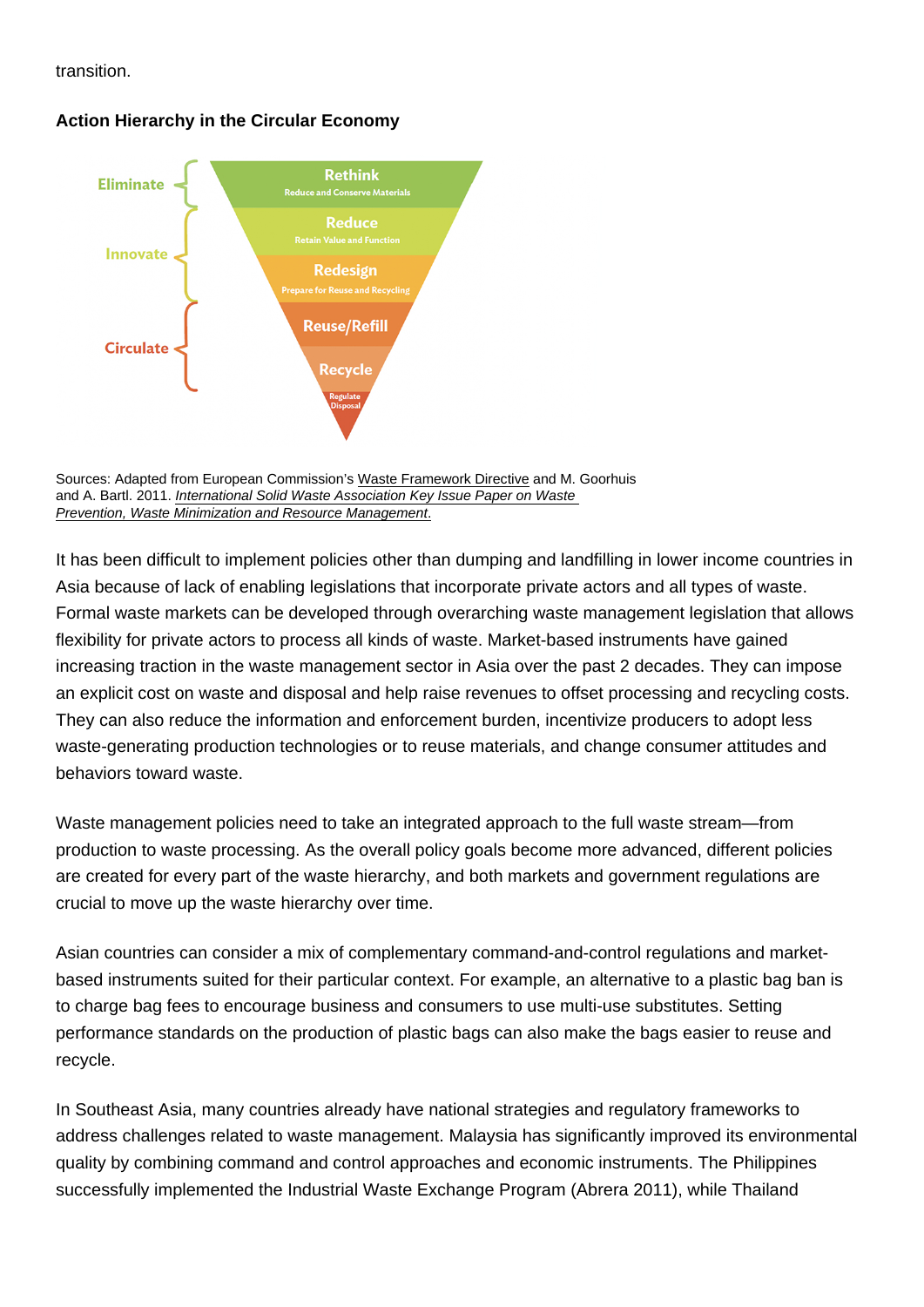transition.

**Action Hierarchy in the Circular Economy**

Eliminate
- **Rethink** — Reduce and Conserve Materials

Innovate
- **Reduce** — Retain Value and Function
- **Redesign** — Prepare for Reuse and Recycling

Circulate
- **Reuse/Refill**
- **Recycle**
- Regulate Disposal

Sources: Adapted from European Commission's Waste Framework Directive and M. Goorhuis and A. Bartl. 2011. *International Solid Waste Association Key Issue Paper on Waste Prevention, Waste Minimization and Resource Management*.

It has been difficult to implement policies other than dumping and landfilling in lower income countries in Asia because of lack of enabling legislations that incorporate private actors and all types of waste. Formal waste markets can be developed through overarching waste management legislation that allows flexibility for private actors to process all kinds of waste. Market-based instruments have gained increasing traction in the waste management sector in Asia over the past 2 decades. They can impose an explicit cost on waste and disposal and help raise revenues to offset processing and recycling costs. They can also reduce the information and enforcement burden, incentivize producers to adopt less waste-generating production technologies or to reuse materials, and change consumer attitudes and behaviors toward waste.

Waste management policies need to take an integrated approach to the full waste stream—from production to waste processing. As the overall policy goals become more advanced, different policies are created for every part of the waste hierarchy, and both markets and government regulations are crucial to move up the waste hierarchy over time.

Asian countries can consider a mix of complementary command-and-control regulations and market-based instruments suited for their particular context. For example, an alternative to a plastic bag ban is to charge bag fees to encourage business and consumers to use multi-use substitutes. Setting performance standards on the production of plastic bags can also make the bags easier to reuse and recycle.

In Southeast Asia, many countries already have national strategies and regulatory frameworks to address challenges related to waste management. Malaysia has significantly improved its environmental quality by combining command and control approaches and economic instruments. The Philippines successfully implemented the Industrial Waste Exchange Program (Abrera 2011), while Thailand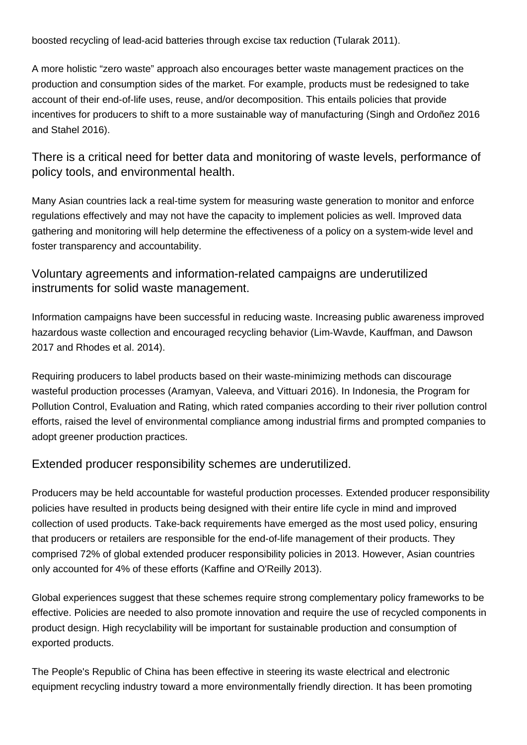boosted recycling of lead-acid batteries through excise tax reduction (Tularak 2011).

A more holistic "zero waste" approach also encourages better waste management practices on the production and consumption sides of the market. For example, products must be redesigned to take account of their end-of-life uses, reuse, and/or decomposition. This entails policies that provide incentives for producers to shift to a more sustainable way of manufacturing (Singh and Ordoñez 2016 and Stahel 2016).

### There is a critical need for better data and monitoring of waste levels, performance of policy tools, and environmental health.

Many Asian countries lack a real-time system for measuring waste generation to monitor and enforce regulations effectively and may not have the capacity to implement policies as well. Improved data gathering and monitoring will help determine the effectiveness of a policy on a system-wide level and foster transparency and accountability.

### Voluntary agreements and information-related campaigns are underutilized instruments for solid waste management.

Information campaigns have been successful in reducing waste. Increasing public awareness improved hazardous waste collection and encouraged recycling behavior (Lim-Wavde, Kauffman, and Dawson 2017 and Rhodes et al. 2014).

Requiring producers to label products based on their waste-minimizing methods can discourage wasteful production processes (Aramyan, Valeeva, and Vittuari 2016). In Indonesia, the Program for Pollution Control, Evaluation and Rating, which rated companies according to their river pollution control efforts, raised the level of environmental compliance among industrial firms and prompted companies to adopt greener production practices.

### Extended producer responsibility schemes are underutilized.

Producers may be held accountable for wasteful production processes. Extended producer responsibility policies have resulted in products being designed with their entire life cycle in mind and improved collection of used products. Take-back requirements have emerged as the most used policy, ensuring that producers or retailers are responsible for the end-of-life management of their products. They comprised 72% of global extended producer responsibility policies in 2013. However, Asian countries only accounted for 4% of these efforts (Kaffine and O'Reilly 2013).

Global experiences suggest that these schemes require strong complementary policy frameworks to be effective. Policies are needed to also promote innovation and require the use of recycled components in product design. High recyclability will be important for sustainable production and consumption of exported products.

The People's Republic of China has been effective in steering its waste electrical and electronic equipment recycling industry toward a more environmentally friendly direction. It has been promoting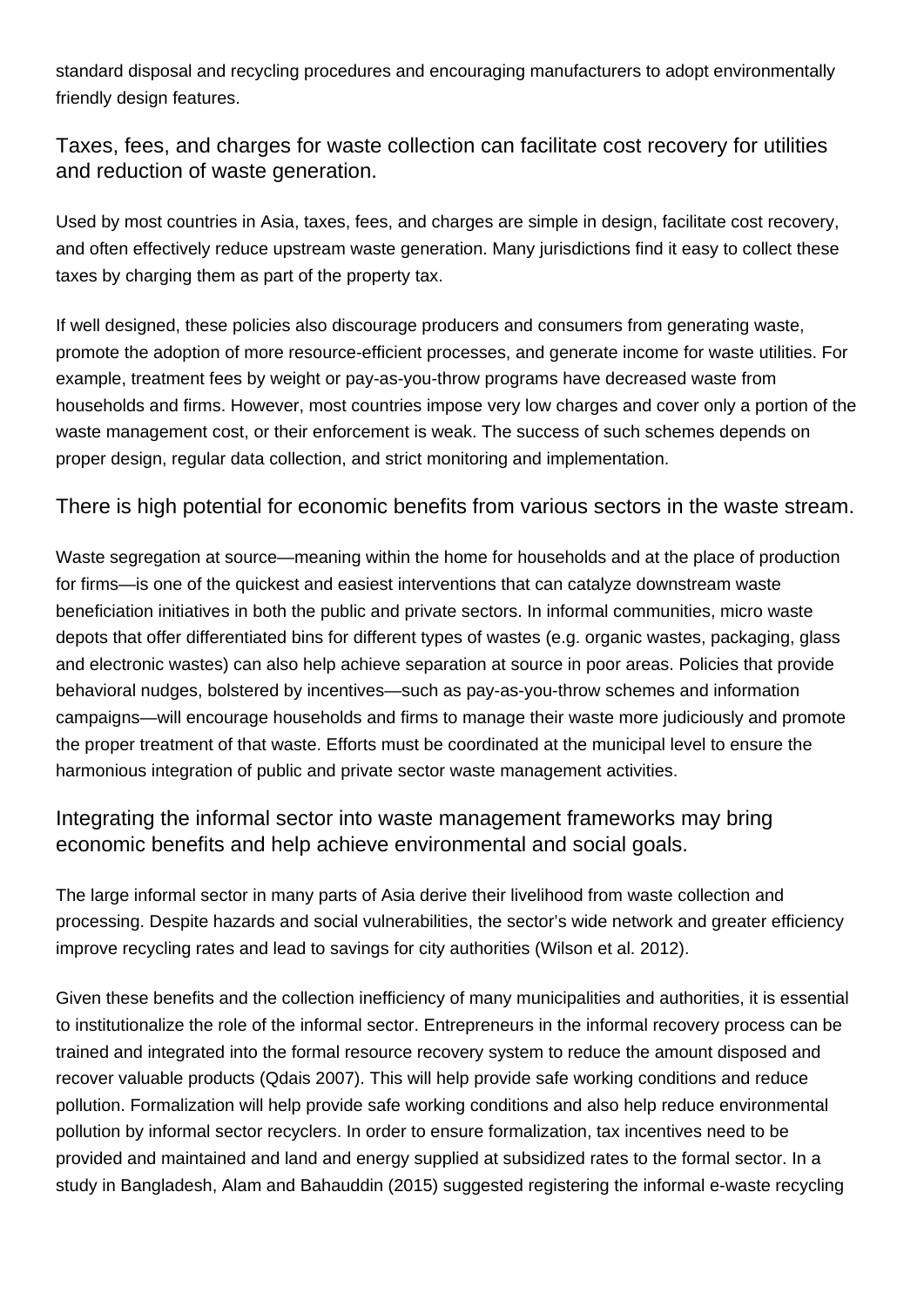standard disposal and recycling procedures and encouraging manufacturers to adopt environmentally friendly design features.

## Taxes, fees, and charges for waste collection can facilitate cost recovery for utilities and reduction of waste generation.

Used by most countries in Asia, taxes, fees, and charges are simple in design, facilitate cost recovery, and often effectively reduce upstream waste generation. Many jurisdictions find it easy to collect these taxes by charging them as part of the property tax.

If well designed, these policies also discourage producers and consumers from generating waste, promote the adoption of more resource-efficient processes, and generate income for waste utilities. For example, treatment fees by weight or pay-as-you-throw programs have decreased waste from households and firms. However, most countries impose very low charges and cover only a portion of the waste management cost, or their enforcement is weak. The success of such schemes depends on proper design, regular data collection, and strict monitoring and implementation.

## There is high potential for economic benefits from various sectors in the waste stream.

Waste segregation at source—meaning within the home for households and at the place of production for firms—is one of the quickest and easiest interventions that can catalyze downstream waste beneficiation initiatives in both the public and private sectors. In informal communities, micro waste depots that offer differentiated bins for different types of wastes (e.g. organic wastes, packaging, glass and electronic wastes) can also help achieve separation at source in poor areas. Policies that provide behavioral nudges, bolstered by incentives—such as pay-as-you-throw schemes and information campaigns—will encourage households and firms to manage their waste more judiciously and promote the proper treatment of that waste. Efforts must be coordinated at the municipal level to ensure the harmonious integration of public and private sector waste management activities.

## Integrating the informal sector into waste management frameworks may bring economic benefits and help achieve environmental and social goals.

The large informal sector in many parts of Asia derive their livelihood from waste collection and processing. Despite hazards and social vulnerabilities, the sector's wide network and greater efficiency improve recycling rates and lead to savings for city authorities (Wilson et al. 2012).

Given these benefits and the collection inefficiency of many municipalities and authorities, it is essential to institutionalize the role of the informal sector. Entrepreneurs in the informal recovery process can be trained and integrated into the formal resource recovery system to reduce the amount disposed and recover valuable products (Qdais 2007). This will help provide safe working conditions and reduce pollution. Formalization will help provide safe working conditions and also help reduce environmental pollution by informal sector recyclers. In order to ensure formalization, tax incentives need to be provided and maintained and land and energy supplied at subsidized rates to the formal sector. In a study in Bangladesh, Alam and Bahauddin (2015) suggested registering the informal e-waste recycling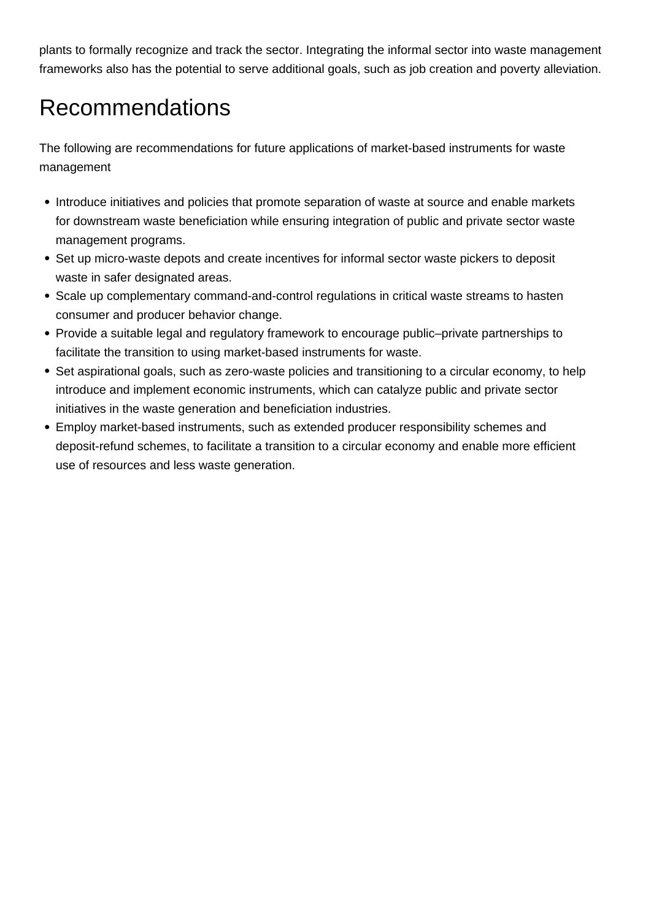plants to formally recognize and track the sector. Integrating the informal sector into waste management frameworks also has the potential to serve additional goals, such as job creation and poverty alleviation.

# Recommendations

The following are recommendations for future applications of market-based instruments for waste management

- Introduce initiatives and policies that promote separation of waste at source and enable markets for downstream waste beneficiation while ensuring integration of public and private sector waste management programs.
- Set up micro-waste depots and create incentives for informal sector waste pickers to deposit waste in safer designated areas.
- Scale up complementary command-and-control regulations in critical waste streams to hasten consumer and producer behavior change.
- Provide a suitable legal and regulatory framework to encourage public–private partnerships to facilitate the transition to using market-based instruments for waste.
- Set aspirational goals, such as zero-waste policies and transitioning to a circular economy, to help introduce and implement economic instruments, which can catalyze public and private sector initiatives in the waste generation and beneficiation industries.
- Employ market-based instruments, such as extended producer responsibility schemes and deposit-refund schemes, to facilitate a transition to a circular economy and enable more efficient use of resources and less waste generation.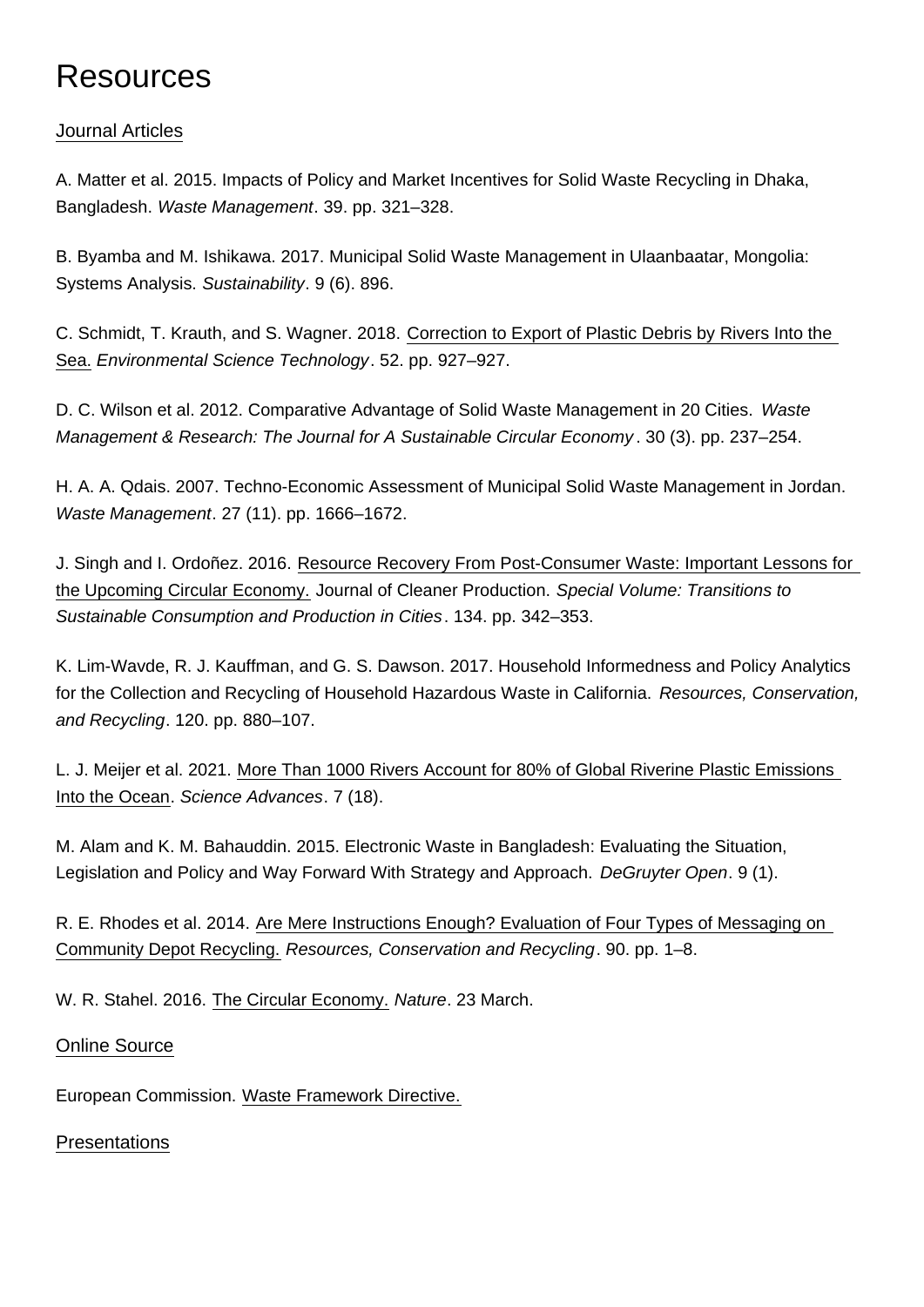# Resources

## Journal Articles

A. Matter et al. 2015. Impacts of Policy and Market Incentives for Solid Waste Recycling in Dhaka, Bangladesh. *Waste Management*. 39. pp. 321–328.

B. Byamba and M. Ishikawa. 2017. Municipal Solid Waste Management in Ulaanbaatar, Mongolia: Systems Analysis. *Sustainability*. 9 (6). 896.

C. Schmidt, T. Krauth, and S. Wagner. 2018. Correction to Export of Plastic Debris by Rivers Into the Sea. *Environmental Science Technology*. 52. pp. 927–927.

D. C. Wilson et al. 2012. Comparative Advantage of Solid Waste Management in 20 Cities. *Waste Management & Research: The Journal for A Sustainable Circular Economy*. 30 (3). pp. 237–254.

H. A. A. Qdais. 2007. Techno-Economic Assessment of Municipal Solid Waste Management in Jordan. *Waste Management*. 27 (11). pp. 1666–1672.

J. Singh and I. Ordoñez. 2016. Resource Recovery From Post-Consumer Waste: Important Lessons for the Upcoming Circular Economy. Journal of Cleaner Production. *Special Volume: Transitions to Sustainable Consumption and Production in Cities*. 134. pp. 342–353.

K. Lim-Wavde, R. J. Kauffman, and G. S. Dawson. 2017. Household Informedness and Policy Analytics for the Collection and Recycling of Household Hazardous Waste in California. *Resources, Conservation, and Recycling*. 120. pp. 880–107.

L. J. Meijer et al. 2021. More Than 1000 Rivers Account for 80% of Global Riverine Plastic Emissions Into the Ocean. *Science Advances*. 7 (18).

M. Alam and K. M. Bahauddin. 2015. Electronic Waste in Bangladesh: Evaluating the Situation, Legislation and Policy and Way Forward With Strategy and Approach. *DeGruyter Open*. 9 (1).

R. E. Rhodes et al. 2014. Are Mere Instructions Enough? Evaluation of Four Types of Messaging on Community Depot Recycling. *Resources, Conservation and Recycling*. 90. pp. 1–8.

W. R. Stahel. 2016. The Circular Economy. *Nature*. 23 March.

## Online Source

European Commission. Waste Framework Directive.

## Presentations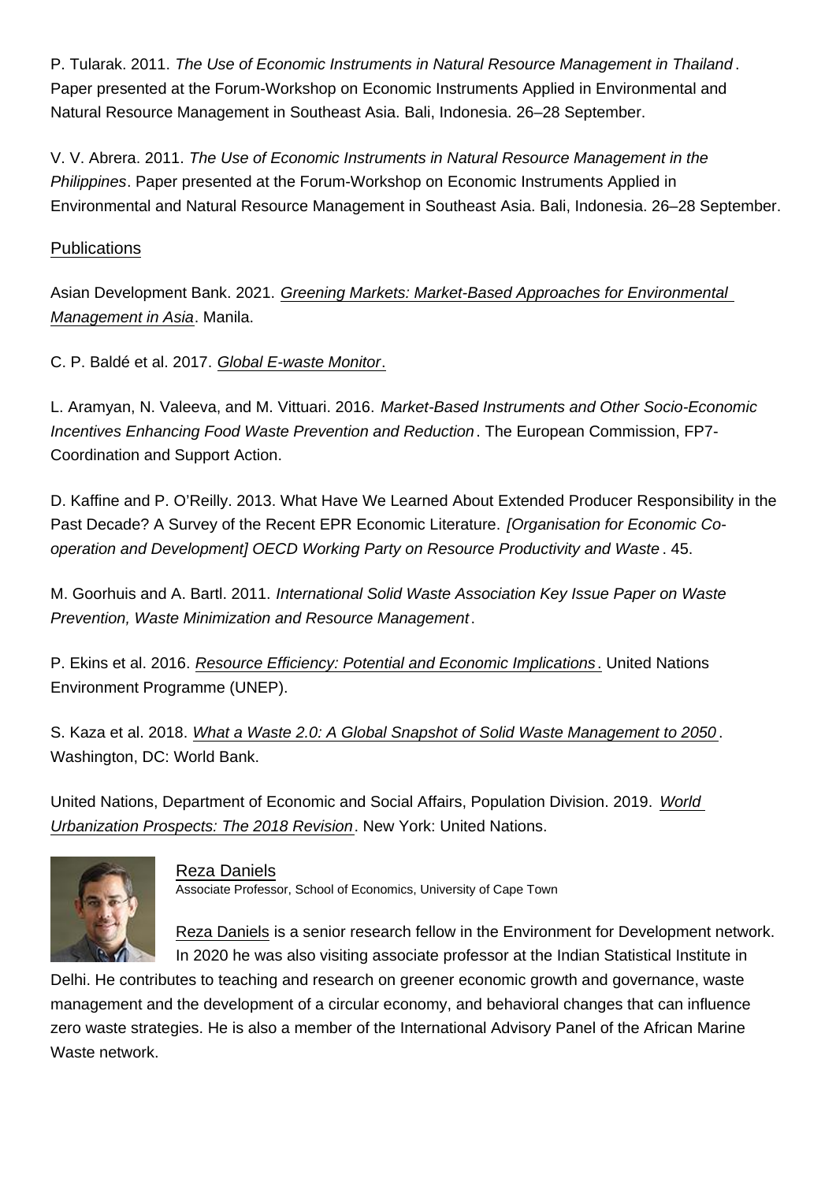P. Tularak. 2011. *The Use of Economic Instruments in Natural Resource Management in Thailand*. Paper presented at the Forum-Workshop on Economic Instruments Applied in Environmental and Natural Resource Management in Southeast Asia. Bali, Indonesia. 26–28 September.

V. V. Abrera. 2011. *The Use of Economic Instruments in Natural Resource Management in the Philippines*. Paper presented at the Forum-Workshop on Economic Instruments Applied in Environmental and Natural Resource Management in Southeast Asia. Bali, Indonesia. 26–28 September.

Publications

Asian Development Bank. 2021. *Greening Markets: Market-Based Approaches for Environmental Management in Asia*. Manila.

C. P. Baldé et al. 2017. *Global E-waste Monitor*.

L. Aramyan, N. Valeeva, and M. Vittuari. 2016. *Market-Based Instruments and Other Socio-Economic Incentives Enhancing Food Waste Prevention and Reduction*. The European Commission, FP7-Coordination and Support Action.

D. Kaffine and P. O'Reilly. 2013. What Have We Learned About Extended Producer Responsibility in the Past Decade? A Survey of the Recent EPR Economic Literature. *[Organisation for Economic Co-operation and Development] OECD Working Party on Resource Productivity and Waste*. 45.

M. Goorhuis and A. Bartl. 2011. *International Solid Waste Association Key Issue Paper on Waste Prevention, Waste Minimization and Resource Management*.

P. Ekins et al. 2016. *Resource Efficiency: Potential and Economic Implications*. United Nations Environment Programme (UNEP).

S. Kaza et al. 2018. *What a Waste 2.0: A Global Snapshot of Solid Waste Management to 2050*. Washington, DC: World Bank.

United Nations, Department of Economic and Social Affairs, Population Division. 2019. *World Urbanization Prospects: The 2018 Revision*. New York: United Nations.

Reza Daniels
Associate Professor, School of Economics, University of Cape Town

Reza Daniels is a senior research fellow in the Environment for Development network. In 2020 he was also visiting associate professor at the Indian Statistical Institute in Delhi. He contributes to teaching and research on greener economic growth and governance, waste management and the development of a circular economy, and behavioral changes that can influence zero waste strategies. He is also a member of the International Advisory Panel of the African Marine Waste network.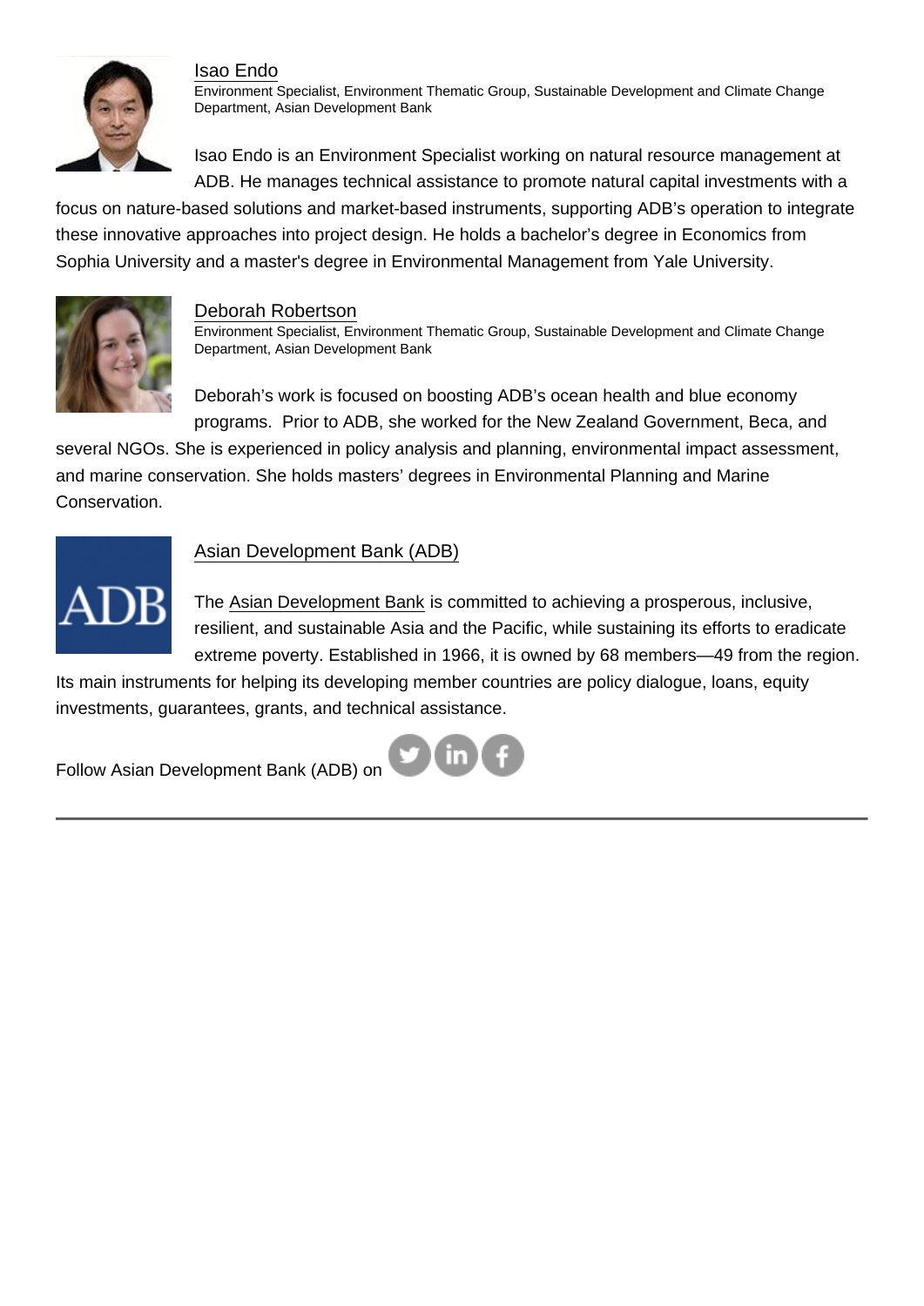### Isao Endo

Environment Specialist, Environment Thematic Group, Sustainable Development and Climate Change Department, Asian Development Bank

Isao Endo is an Environment Specialist working on natural resource management at ADB. He manages technical assistance to promote natural capital investments with a focus on nature-based solutions and market-based instruments, supporting ADB's operation to integrate these innovative approaches into project design. He holds a bachelor's degree in Economics from Sophia University and a master's degree in Environmental Management from Yale University.

### Deborah Robertson

Environment Specialist, Environment Thematic Group, Sustainable Development and Climate Change Department, Asian Development Bank

Deborah's work is focused on boosting ADB's ocean health and blue economy programs. Prior to ADB, she worked for the New Zealand Government, Beca, and several NGOs. She is experienced in policy analysis and planning, environmental impact assessment, and marine conservation. She holds masters' degrees in Environmental Planning and Marine Conservation.

### Asian Development Bank (ADB)

The Asian Development Bank is committed to achieving a prosperous, inclusive, resilient, and sustainable Asia and the Pacific, while sustaining its efforts to eradicate extreme poverty. Established in 1966, it is owned by 68 members—49 from the region. Its main instruments for helping its developing member countries are policy dialogue, loans, equity investments, guarantees, grants, and technical assistance.

Follow Asian Development Bank (ADB) on